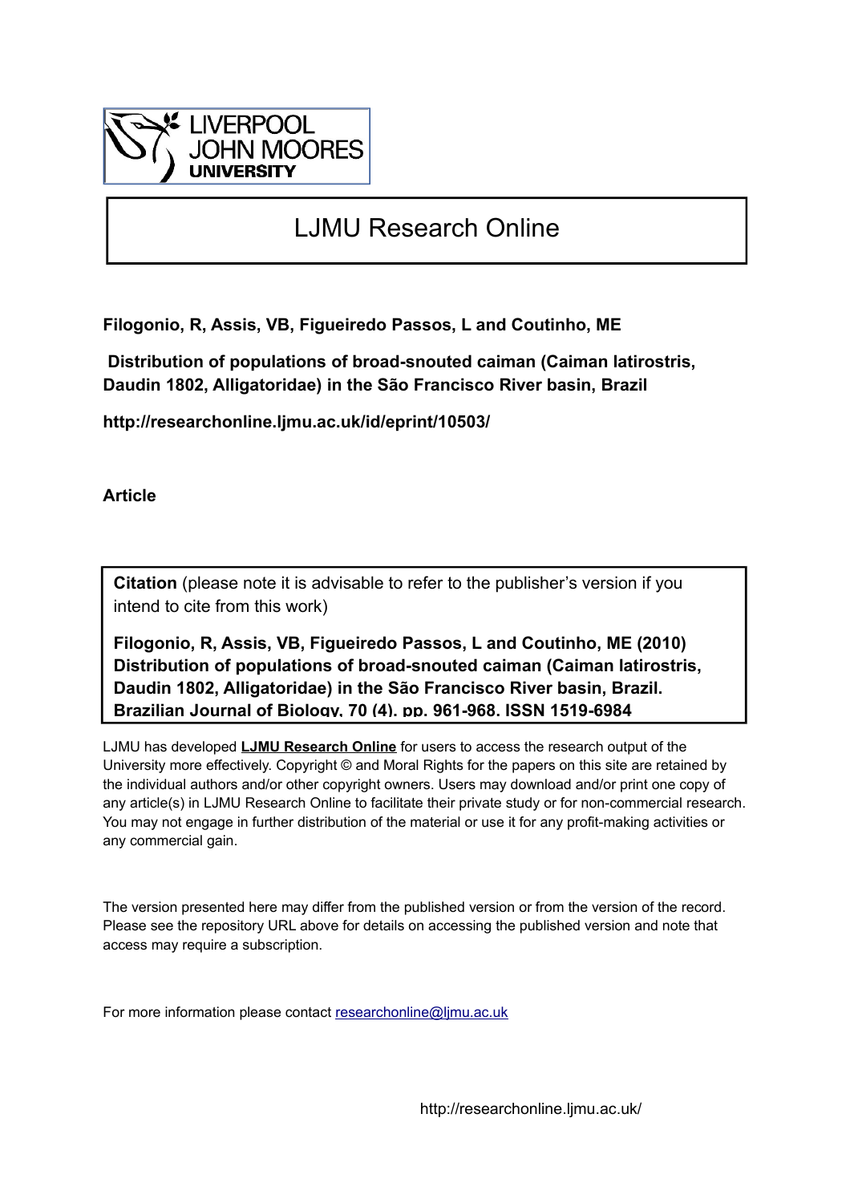LIVERPOOL JOHN MOORES UNIVERSITY

# LJMU Research Online

**Filogonio, R, Assis, VB, Figueiredo Passos, L and Coutinho, ME**

**Distribution of populations of broad-snouted caiman (Caiman latirostris, Daudin 1802, Alligatoridae) in the São Francisco River basin, Brazil**

**http://researchonline.ljmu.ac.uk/id/eprint/10503/**

**Article**

**Citation** (please note it is advisable to refer to the publisher's version if you intend to cite from this work)

**Filogonio, R, Assis, VB, Figueiredo Passos, L and Coutinho, ME (2010) Distribution of populations of broad-snouted caiman (Caiman latirostris, Daudin 1802, Alligatoridae) in the São Francisco River basin, Brazil. Brazilian Journal of Biology, 70 (4). pp. 961-968. ISSN 1519-6984**

LJMU has developed **LJMU Research Online** for users to access the research output of the University more effectively. Copyright © and Moral Rights for the papers on this site are retained by the individual authors and/or other copyright owners. Users may download and/or print one copy of any article(s) in LJMU Research Online to facilitate their private study or for non-commercial research. You may not engage in further distribution of the material or use it for any profit-making activities or any commercial gain.

The version presented here may differ from the published version or from the version of the record. Please see the repository URL above for details on accessing the published version and note that access may require a subscription.

For more information please contact researchonline@ljmu.ac.uk

http://researchonline.ljmu.ac.uk/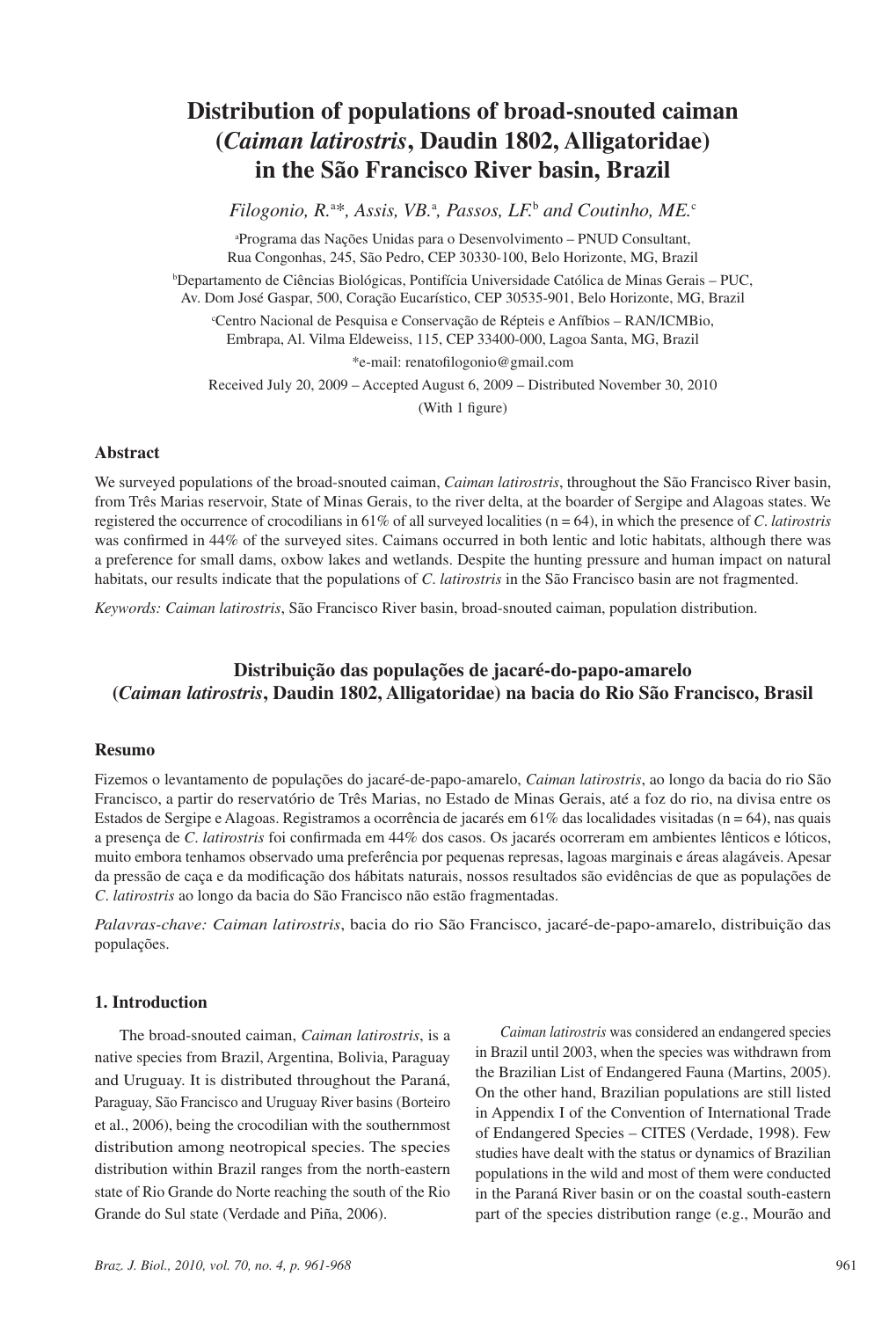# Distribution of populations of broad-snouted caiman (*Caiman latirostris*, Daudin 1802, Alligatoridae) in the São Francisco River basin, Brazil

*Filogonio, R.*[a]\*, *Assis, VB.*[a], *Passos, LF.*[b] *and Coutinho, ME.*[c]

[a]Programa das Nações Unidas para o Desenvolvimento – PNUD Consultant, Rua Congonhas, 245, São Pedro, CEP 30330-100, Belo Horizonte, MG, Brazil

[b]Departamento de Ciências Biológicas, Pontifícia Universidade Católica de Minas Gerais – PUC, Av. Dom José Gaspar, 500, Coração Eucarístico, CEP 30535-901, Belo Horizonte, MG, Brazil

[c]Centro Nacional de Pesquisa e Conservação de Répteis e Anfíbios – RAN/ICMBio, Embrapa, Al. Vilma Eldeweiss, 115, CEP 33400-000, Lagoa Santa, MG, Brazil

\*e-mail: renatofilogonio@gmail.com

Received July 20, 2009 – Accepted August 6, 2009 – Distributed November 30, 2010

(With 1 figure)

### Abstract

We surveyed populations of the broad-snouted caiman, *Caiman latirostris*, throughout the São Francisco River basin, from Três Marias reservoir, State of Minas Gerais, to the river delta, at the boarder of Sergipe and Alagoas states. We registered the occurrence of crocodilians in 61% of all surveyed localities (n = 64), in which the presence of *C. latirostris* was confirmed in 44% of the surveyed sites. Caimans occurred in both lentic and lotic habitats, although there was a preference for small dams, oxbow lakes and wetlands. Despite the hunting pressure and human impact on natural habitats, our results indicate that the populations of *C. latirostris* in the São Francisco basin are not fragmented.

*Keywords: Caiman latirostris*, São Francisco River basin, broad-snouted caiman, population distribution.

## Distribuição das populações de jacaré-do-papo-amarelo (*Caiman latirostris*, Daudin 1802, Alligatoridae) na bacia do Rio São Francisco, Brasil

### Resumo

Fizemos o levantamento de populações do jacaré-de-papo-amarelo, *Caiman latirostris*, ao longo da bacia do rio São Francisco, a partir do reservatório de Três Marias, no Estado de Minas Gerais, até a foz do rio, na divisa entre os Estados de Sergipe e Alagoas. Registramos a ocorrência de jacarés em 61% das localidades visitadas (n = 64), nas quais a presença de *C. latirostris* foi confirmada em 44% dos casos. Os jacarés ocorreram em ambientes lênticos e lóticos, muito embora tenhamos observado uma preferência por pequenas represas, lagoas marginais e áreas alagáveis. Apesar da pressão de caça e da modificação dos hábitats naturais, nossos resultados são evidências de que as populações de *C. latirostris* ao longo da bacia do São Francisco não estão fragmentadas.

*Palavras-chave: Caiman latirostris*, bacia do rio São Francisco, jacaré-de-papo-amarelo, distribuição das populações.

### 1. Introduction

The broad-snouted caiman, *Caiman latirostris*, is a native species from Brazil, Argentina, Bolivia, Paraguay and Uruguay. It is distributed throughout the Paraná, Paraguay, São Francisco and Uruguay River basins (Borteiro et al., 2006), being the crocodilian with the southernmost distribution among neotropical species. The species distribution within Brazil ranges from the north-eastern state of Rio Grande do Norte reaching the south of the Rio Grande do Sul state (Verdade and Piña, 2006).

*Caiman latirostris* was considered an endangered species in Brazil until 2003, when the species was withdrawn from the Brazilian List of Endangered Fauna (Martins, 2005). On the other hand, Brazilian populations are still listed in Appendix I of the Convention of International Trade of Endangered Species – CITES (Verdade, 1998). Few studies have dealt with the status or dynamics of Brazilian populations in the wild and most of them were conducted in the Paraná River basin or on the coastal south-eastern part of the species distribution range (e.g., Mourão and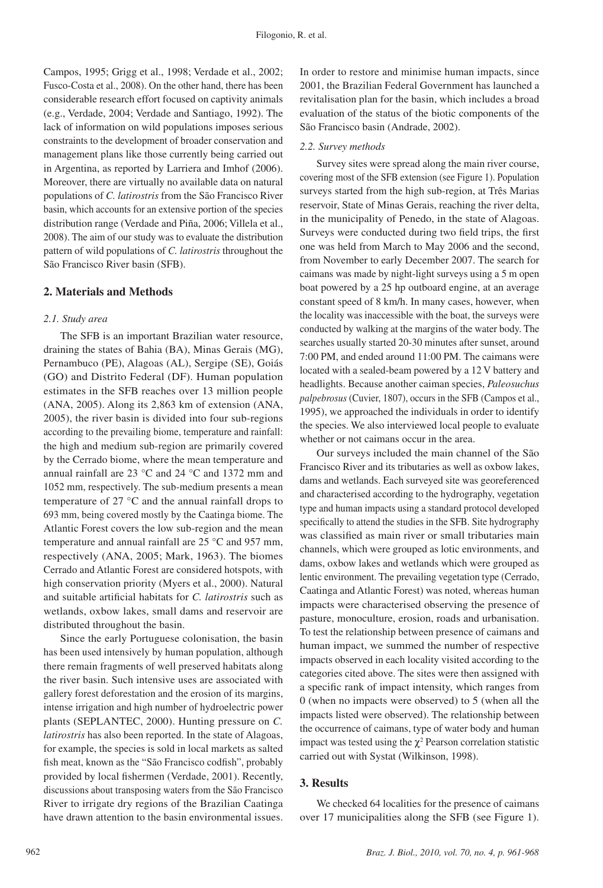Campos, 1995; Grigg et al., 1998; Verdade et al., 2002; Fusco-Costa et al., 2008). On the other hand, there has been considerable research effort focused on captivity animals (e.g., Verdade, 2004; Verdade and Santiago, 1992). The lack of information on wild populations imposes serious constraints to the development of broader conservation and management plans like those currently being carried out in Argentina, as reported by Larriera and Imhof (2006). Moreover, there are virtually no available data on natural populations of *C. latirostris* from the São Francisco River basin, which accounts for an extensive portion of the species distribution range (Verdade and Piña, 2006; Villela et al., 2008). The aim of our study was to evaluate the distribution pattern of wild populations of *C. latirostris* throughout the São Francisco River basin (SFB).

## 2. Materials and Methods

### *2.1. Study area*

The SFB is an important Brazilian water resource, draining the states of Bahia (BA), Minas Gerais (MG), Pernambuco (PE), Alagoas (AL), Sergipe (SE), Goiás (GO) and Distrito Federal (DF). Human population estimates in the SFB reaches over 13 million people (ANA, 2005). Along its 2,863 km of extension (ANA, 2005), the river basin is divided into four sub-regions according to the prevailing biome, temperature and rainfall: the high and medium sub-region are primarily covered by the Cerrado biome, where the mean temperature and annual rainfall are 23 °C and 24 °C and 1372 mm and 1052 mm, respectively. The sub-medium presents a mean temperature of 27 °C and the annual rainfall drops to 693 mm, being covered mostly by the Caatinga biome. The Atlantic Forest covers the low sub-region and the mean temperature and annual rainfall are 25 °C and 957 mm, respectively (ANA, 2005; Mark, 1963). The biomes Cerrado and Atlantic Forest are considered hotspots, with high conservation priority (Myers et al., 2000). Natural and suitable artificial habitats for *C. latirostris* such as wetlands, oxbow lakes, small dams and reservoir are distributed throughout the basin.

Since the early Portuguese colonisation, the basin has been used intensively by human population, although there remain fragments of well preserved habitats along the river basin. Such intensive uses are associated with gallery forest deforestation and the erosion of its margins, intense irrigation and high number of hydroelectric power plants (SEPLANTEC, 2000). Hunting pressure on *C. latirostris* has also been reported. In the state of Alagoas, for example, the species is sold in local markets as salted fish meat, known as the "São Francisco codfish", probably provided by local fishermen (Verdade, 2001). Recently, discussions about transposing waters from the São Francisco River to irrigate dry regions of the Brazilian Caatinga have drawn attention to the basin environmental issues. In order to restore and minimise human impacts, since 2001, the Brazilian Federal Government has launched a revitalisation plan for the basin, which includes a broad evaluation of the status of the biotic components of the São Francisco basin (Andrade, 2002).

### *2.2. Survey methods*

Survey sites were spread along the main river course, covering most of the SFB extension (see Figure 1). Population surveys started from the high sub-region, at Três Marias reservoir, State of Minas Gerais, reaching the river delta, in the municipality of Penedo, in the state of Alagoas. Surveys were conducted during two field trips, the first one was held from March to May 2006 and the second, from November to early December 2007. The search for caimans was made by night-light surveys using a 5 m open boat powered by a 25 hp outboard engine, at an average constant speed of 8 km/h. In many cases, however, when the locality was inaccessible with the boat, the surveys were conducted by walking at the margins of the water body. The searches usually started 20-30 minutes after sunset, around 7:00 PM, and ended around 11:00 PM. The caimans were located with a sealed-beam powered by a 12 V battery and headlights. Because another caiman species, *Paleosuchus palpebrosus* (Cuvier, 1807), occurs in the SFB (Campos et al., 1995), we approached the individuals in order to identify the species. We also interviewed local people to evaluate whether or not caimans occur in the area.

Our surveys included the main channel of the São Francisco River and its tributaries as well as oxbow lakes, dams and wetlands. Each surveyed site was georeferenced and characterised according to the hydrography, vegetation type and human impacts using a standard protocol developed specifically to attend the studies in the SFB. Site hydrography was classified as main river or small tributaries main channels, which were grouped as lotic environments, and dams, oxbow lakes and wetlands which were grouped as lentic environment. The prevailing vegetation type (Cerrado, Caatinga and Atlantic Forest) was noted, whereas human impacts were characterised observing the presence of pasture, monoculture, erosion, roads and urbanisation. To test the relationship between presence of caimans and human impact, we summed the number of respective impacts observed in each locality visited according to the categories cited above. The sites were then assigned with a specific rank of impact intensity, which ranges from 0 (when no impacts were observed) to 5 (when all the impacts listed were observed). The relationship between the occurrence of caimans, type of water body and human impact was tested using the $\chi^2$ Pearson correlation statistic carried out with Systat (Wilkinson, 1998).

## 3. Results

We checked 64 localities for the presence of caimans over 17 municipalities along the SFB (see Figure 1).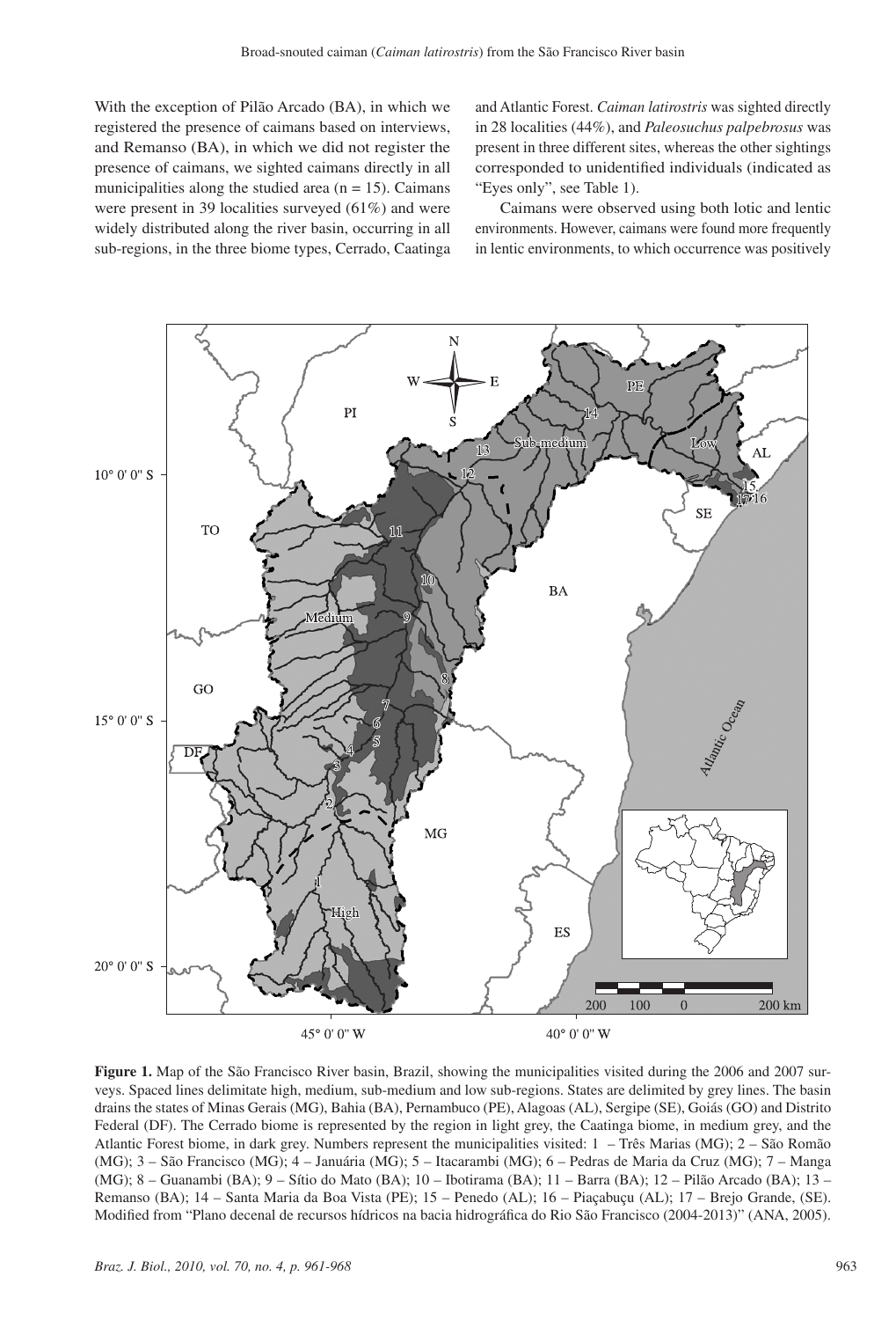With the exception of Pilão Arcado (BA), in which we registered the presence of caimans based on interviews, and Remanso (BA), in which we did not register the presence of caimans, we sighted caimans directly in all municipalities along the studied area (n = 15). Caimans were present in 39 localities surveyed (61%) and were widely distributed along the river basin, occurring in all sub-regions, in the three biome types, Cerrado, Caatinga and Atlantic Forest. *Caiman latirostris* was sighted directly in 28 localities (44%), and *Paleosuchus palpebrosus* was present in three different sites, whereas the other sightings corresponded to unidentified individuals (indicated as "Eyes only", see Table 1).

Caimans were observed using both lotic and lentic environments. However, caimans were found more frequently in lentic environments, to which occurrence was positively

**Figure 1.** Map of the São Francisco River basin, Brazil, showing the municipalities visited during the 2006 and 2007 surveys. Spaced lines delimitate high, medium, sub-medium and low sub-regions. States are delimited by grey lines. The basin drains the states of Minas Gerais (MG), Bahia (BA), Pernambuco (PE), Alagoas (AL), Sergipe (SE), Goiás (GO) and Distrito Federal (DF). The Cerrado biome is represented by the region in light grey, the Caatinga biome, in medium grey, and the Atlantic Forest biome, in dark grey. Numbers represent the municipalities visited: 1 – Três Marias (MG); 2 – São Romão (MG); 3 – São Francisco (MG); 4 – Januária (MG); 5 – Itacarambi (MG); 6 – Pedras de Maria da Cruz (MG); 7 – Manga (MG); 8 – Guanambi (BA); 9 – Sítio do Mato (BA); 10 – Ibotirama (BA); 11 – Barra (BA); 12 – Pilão Arcado (BA); 13 – Remanso (BA); 14 – Santa Maria da Boa Vista (PE); 15 – Penedo (AL); 16 – Piaçabuçu (AL); 17 – Brejo Grande, (SE). Modified from "Plano decenal de recursos hídricos na bacia hidrográfica do Rio São Francisco (2004-2013)" (ANA, 2005).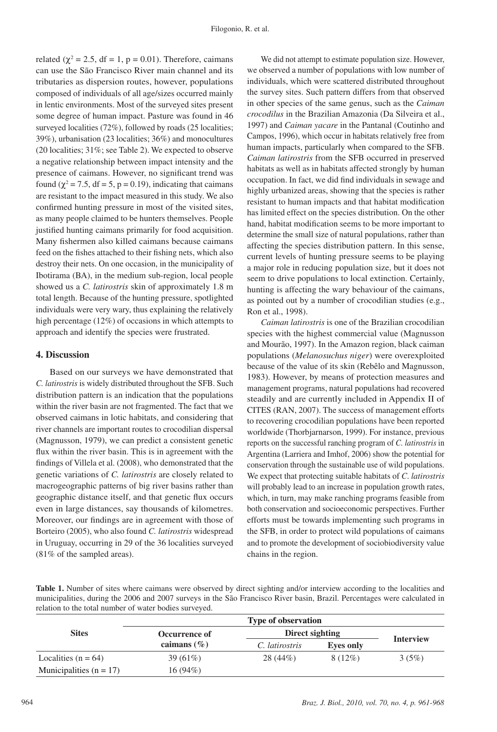related ($\chi^2 = 2.5$, df = 1, p = 0.01). Therefore, caimans can use the São Francisco River main channel and its tributaries as dispersion routes, however, populations composed of individuals of all age/sizes occurred mainly in lentic environments. Most of the surveyed sites present some degree of human impact. Pasture was found in 46 surveyed localities (72%), followed by roads (25 localities; 39%), urbanisation (23 localities; 36%) and monocultures (20 localities; 31%; see Table 2). We expected to observe a negative relationship between impact intensity and the presence of caimans. However, no significant trend was found ($\chi^2 = 7.5$, df = 5, p = 0.19), indicating that caimans are resistant to the impact measured in this study. We also confirmed hunting pressure in most of the visited sites, as many people claimed to be hunters themselves. People justified hunting caimans primarily for food acquisition. Many fishermen also killed caimans because caimans feed on the fishes attached to their fishing nets, which also destroy their nets. On one occasion, in the municipality of Ibotirama (BA), in the medium sub-region, local people showed us a *C. latirostris* skin of approximately 1.8 m total length. Because of the hunting pressure, spotlighted individuals were very wary, thus explaining the relatively high percentage (12%) of occasions in which attempts to approach and identify the species were frustrated.

## 4. Discussion

Based on our surveys we have demonstrated that *C. latirostris* is widely distributed throughout the SFB. Such distribution pattern is an indication that the populations within the river basin are not fragmented. The fact that we observed caimans in lotic habitats, and considering that river channels are important routes to crocodilian dispersal (Magnusson, 1979), we can predict a consistent genetic flux within the river basin. This is in agreement with the findings of Villela et al. (2008), who demonstrated that the genetic variations of *C. latirostris* are closely related to macrogeographic patterns of big river basins rather than geographic distance itself, and that genetic flux occurs even in large distances, say thousands of kilometres. Moreover, our findings are in agreement with those of Borteiro (2005), who also found *C. latirostris* widespread in Uruguay, occurring in 29 of the 36 localities surveyed (81% of the sampled areas).

We did not attempt to estimate population size. However, we observed a number of populations with low number of individuals, which were scattered distributed throughout the survey sites. Such pattern differs from that observed in other species of the same genus, such as the *Caiman crocodilus* in the Brazilian Amazonia (Da Silveira et al., 1997) and *Caiman yacare* in the Pantanal (Coutinho and Campos, 1996), which occur in habitats relatively free from human impacts, particularly when compared to the SFB. *Caiman latirostris* from the SFB occurred in preserved habitats as well as in habitats affected strongly by human occupation. In fact, we did find individuals in sewage and highly urbanized areas, showing that the species is rather resistant to human impacts and that habitat modification has limited effect on the species distribution. On the other hand, habitat modification seems to be more important to determine the small size of natural populations, rather than affecting the species distribution pattern. In this sense, current levels of hunting pressure seems to be playing a major role in reducing population size, but it does not seem to drive populations to local extinction. Certainly, hunting is affecting the wary behaviour of the caimans, as pointed out by a number of crocodilian studies (e.g., Ron et al., 1998).

*Caiman latirostris* is one of the Brazilian crocodilian species with the highest commercial value (Magnusson and Mourão, 1997). In the Amazon region, black caiman populations (*Melanosuchus niger*) were overexploited because of the value of its skin (Rebêlo and Magnusson, 1983). However, by means of protection measures and management programs, natural populations had recovered steadily and are currently included in Appendix II of CITES (RAN, 2007). The success of management efforts to recovering crocodilian populations have been reported worldwide (Thorbjarnarson, 1999). For instance, previous reports on the successful ranching program of *C. latirostris* in Argentina (Larriera and Imhof, 2006) show the potential for conservation through the sustainable use of wild populations. We expect that protecting suitable habitats of *C. latirostris* will probably lead to an increase in population growth rates, which, in turn, may make ranching programs feasible from both conservation and socioeconomic perspectives. Further efforts must be towards implementing such programs in the SFB, in order to protect wild populations of caimans and to promote the development of sociobiodiversity value chains in the region.

**Table 1.** Number of sites where caimans were observed by direct sighting and/or interview according to the localities and municipalities, during the 2006 and 2007 surveys in the São Francisco River basin, Brazil. Percentages were calculated in relation to the total number of water bodies surveyed.

| Sites | Type of observation | | | |
|---|---|---|---|---|
| | Occurrence of caimans (%) | Direct sighting | | Interview |
| | | *C. latirostris* | Eyes only | |
| Localities (n = 64) | 39 (61%) | 28 (44%) | 8 (12%) | 3 (5%) |
| Municipalities (n = 17) | 16 (94%) | | | |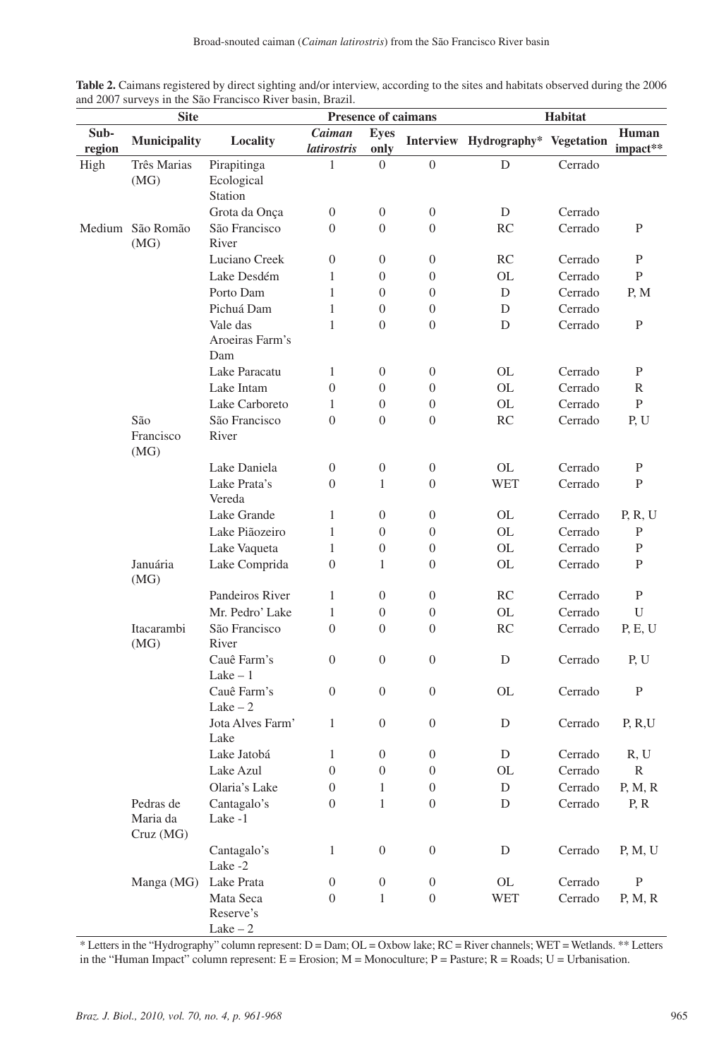**Table 2.** Caimans registered by direct sighting and/or interview, according to the sites and habitats observed during the 2006 and 2007 surveys in the São Francisco River basin, Brazil.

| Site | | | Presence of caimans | | | Habitat | | |
|---|---|---|---|---|---|---|---|---|
| Sub-region | Municipality | Locality | *Caiman latirostris* | Eyes only | Interview | Hydrography* | Vegetation | Human impact** |
| High | Três Marias (MG) | Pirapitinga Ecological Station | 1 | 0 | 0 | D | Cerrado | |
| | | Grota da Onça | 0 | 0 | 0 | D | Cerrado | |
| Medium | São Romão (MG) | São Francisco River | 0 | 0 | 0 | RC | Cerrado | P |
| | | Luciano Creek | 0 | 0 | 0 | RC | Cerrado | P |
| | | Lake Desdém | 1 | 0 | 0 | OL | Cerrado | P |
| | | Porto Dam | 1 | 0 | 0 | D | Cerrado | P, M |
| | | Pichuá Dam | 1 | 0 | 0 | D | Cerrado | |
| | | Vale das Aroeiras Farm's Dam | 1 | 0 | 0 | D | Cerrado | P |
| | | Lake Paracatu | 1 | 0 | 0 | OL | Cerrado | P |
| | | Lake Intam | 0 | 0 | 0 | OL | Cerrado | R |
| | | Lake Carboreto | 1 | 0 | 0 | OL | Cerrado | P |
| | São Francisco (MG) | São Francisco River | 0 | 0 | 0 | RC | Cerrado | P, U |
| | | Lake Daniela | 0 | 0 | 0 | OL | Cerrado | P |
| | | Lake Prata's Vereda | 0 | 1 | 0 | WET | Cerrado | P |
| | | Lake Grande | 1 | 0 | 0 | OL | Cerrado | P, R, U |
| | | Lake Piãozeiro | 1 | 0 | 0 | OL | Cerrado | P |
| | | Lake Vaqueta | 1 | 0 | 0 | OL | Cerrado | P |
| | Januária (MG) | Lake Comprida | 0 | 1 | 0 | OL | Cerrado | P |
| | | Pandeiros River | 1 | 0 | 0 | RC | Cerrado | P |
| | | Mr. Pedro' Lake | 1 | 0 | 0 | OL | Cerrado | U |
| | Itacarambi (MG) | São Francisco River | 0 | 0 | 0 | RC | Cerrado | P, E, U |
| | | Cauê Farm's Lake – 1 | 0 | 0 | 0 | D | Cerrado | P, U |
| | | Cauê Farm's Lake – 2 | 0 | 0 | 0 | OL | Cerrado | P |
| | | Jota Alves Farm' Lake | 1 | 0 | 0 | D | Cerrado | P, R,U |
| | | Lake Jatobá | 1 | 0 | 0 | D | Cerrado | R, U |
| | | Lake Azul | 0 | 0 | 0 | OL | Cerrado | R |
| | | Olaria's Lake | 0 | 1 | 0 | D | Cerrado | P, M, R |
| | Pedras de Maria da Cruz (MG) | Cantagalo's Lake -1 | 0 | 1 | 0 | D | Cerrado | P, R |
| | | Cantagalo's Lake -2 | 1 | 0 | 0 | D | Cerrado | P, M, U |
| | Manga (MG) | Lake Prata | 0 | 0 | 0 | OL | Cerrado | P |
| | | Mata Seca Reserve's Lake – 2 | 0 | 1 | 0 | WET | Cerrado | P, M, R |

* Letters in the "Hydrography" column represent: D = Dam; OL = Oxbow lake; RC = River channels; WET = Wetlands. ** Letters in the "Human Impact" column represent: E = Erosion; M = Monoculture; P = Pasture; R = Roads; U = Urbanisation.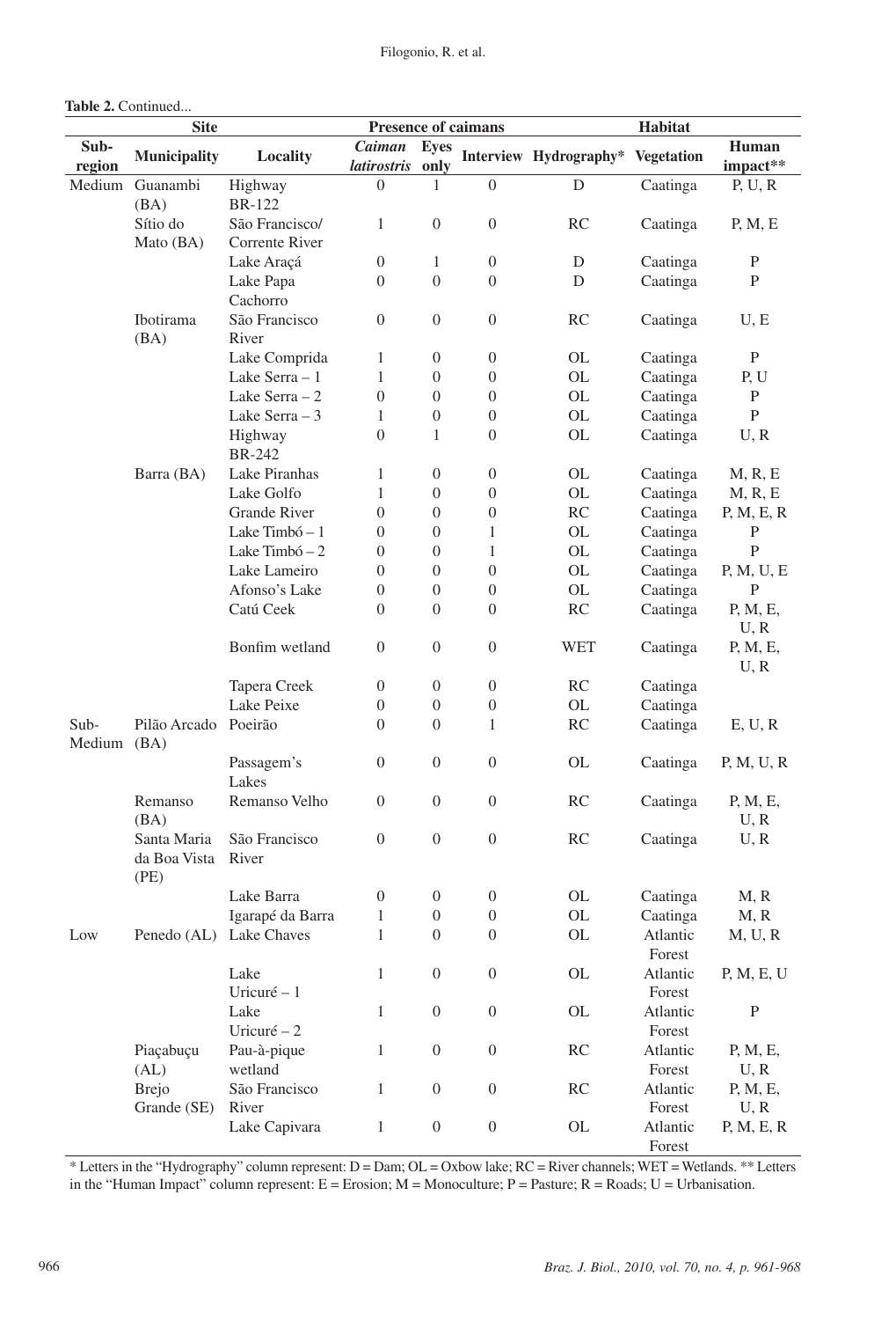**Table 2.** Continued...

| Site | | | Presence of caimans | | | Habitat | | |
|---|---|---|---|---|---|---|---|---|
| Sub-region | Municipality | Locality | *Caiman latirostris* | Eyes only | Interview | Hydrography* | Vegetation | Human impact** |
| Medium | Guanambi (BA) | Highway BR-122 | 0 | 1 | 0 | D | Caatinga | P, U, R |
| | Sítio do Mato (BA) | São Francisco/ Corrente River | 1 | 0 | 0 | RC | Caatinga | P, M, E |
| | | Lake Araçá | 0 | 1 | 0 | D | Caatinga | P |
| | | Lake Papa Cachorro | 0 | 0 | 0 | D | Caatinga | P |
| | Ibotirama (BA) | São Francisco River | 0 | 0 | 0 | RC | Caatinga | U, E |
| | | Lake Comprida | 1 | 0 | 0 | OL | Caatinga | P |
| | | Lake Serra – 1 | 1 | 0 | 0 | OL | Caatinga | P, U |
| | | Lake Serra – 2 | 0 | 0 | 0 | OL | Caatinga | P |
| | | Lake Serra – 3 | 1 | 0 | 0 | OL | Caatinga | P |
| | | Highway BR-242 | 0 | 1 | 0 | OL | Caatinga | U, R |
| | Barra (BA) | Lake Piranhas | 1 | 0 | 0 | OL | Caatinga | M, R, E |
| | | Lake Golfo | 1 | 0 | 0 | OL | Caatinga | M, R, E |
| | | Grande River | 0 | 0 | 0 | RC | Caatinga | P, M, E, R |
| | | Lake Timbó – 1 | 0 | 0 | 1 | OL | Caatinga | P |
| | | Lake Timbó – 2 | 0 | 0 | 1 | OL | Caatinga | P |
| | | Lake Lameiro | 0 | 0 | 0 | OL | Caatinga | P, M, U, E |
| | | Afonso's Lake | 0 | 0 | 0 | OL | Caatinga | P |
| | | Catú Ceek | 0 | 0 | 0 | RC | Caatinga | P, M, E, U, R |
| | | Bonfim wetland | 0 | 0 | 0 | WET | Caatinga | P, M, E, U, R |
| | | Tapera Creek | 0 | 0 | 0 | RC | Caatinga | |
| | | Lake Peixe | 0 | 0 | 0 | OL | Caatinga | |
| Sub-Medium | Pilão Arcado (BA) | Poeirão | 0 | 0 | 1 | RC | Caatinga | E, U, R |
| | | Passagem's Lakes | 0 | 0 | 0 | OL | Caatinga | P, M, U, R |
| | Remanso (BA) | Remanso Velho | 0 | 0 | 0 | RC | Caatinga | P, M, E, U, R |
| | Santa Maria da Boa Vista (PE) | São Francisco River | 0 | 0 | 0 | RC | Caatinga | U, R |
| | | Lake Barra | 0 | 0 | 0 | OL | Caatinga | M, R |
| | | Igarapé da Barra | 1 | 0 | 0 | OL | Caatinga | M, R |
| Low | Penedo (AL) | Lake Chaves | 1 | 0 | 0 | OL | Atlantic Forest | M, U, R |
| | | Lake Uricuré – 1 | 1 | 0 | 0 | OL | Atlantic Forest | P, M, E, U |
| | | Lake Uricuré – 2 | 1 | 0 | 0 | OL | Atlantic Forest | P |
| | Piaçabuçu (AL) | Pau-à-pique wetland | 1 | 0 | 0 | RC | Atlantic Forest | P, M, E, U, R |
| | Brejo Grande (SE) | São Francisco River | 1 | 0 | 0 | RC | Atlantic Forest | P, M, E, U, R |
| | | Lake Capivara | 1 | 0 | 0 | OL | Atlantic Forest | P, M, E, R |

\* Letters in the "Hydrography" column represent: D = Dam; OL = Oxbow lake; RC = River channels; WET = Wetlands. ** Letters in the "Human Impact" column represent: E = Erosion; M = Monoculture; P = Pasture; R = Roads; U = Urbanisation.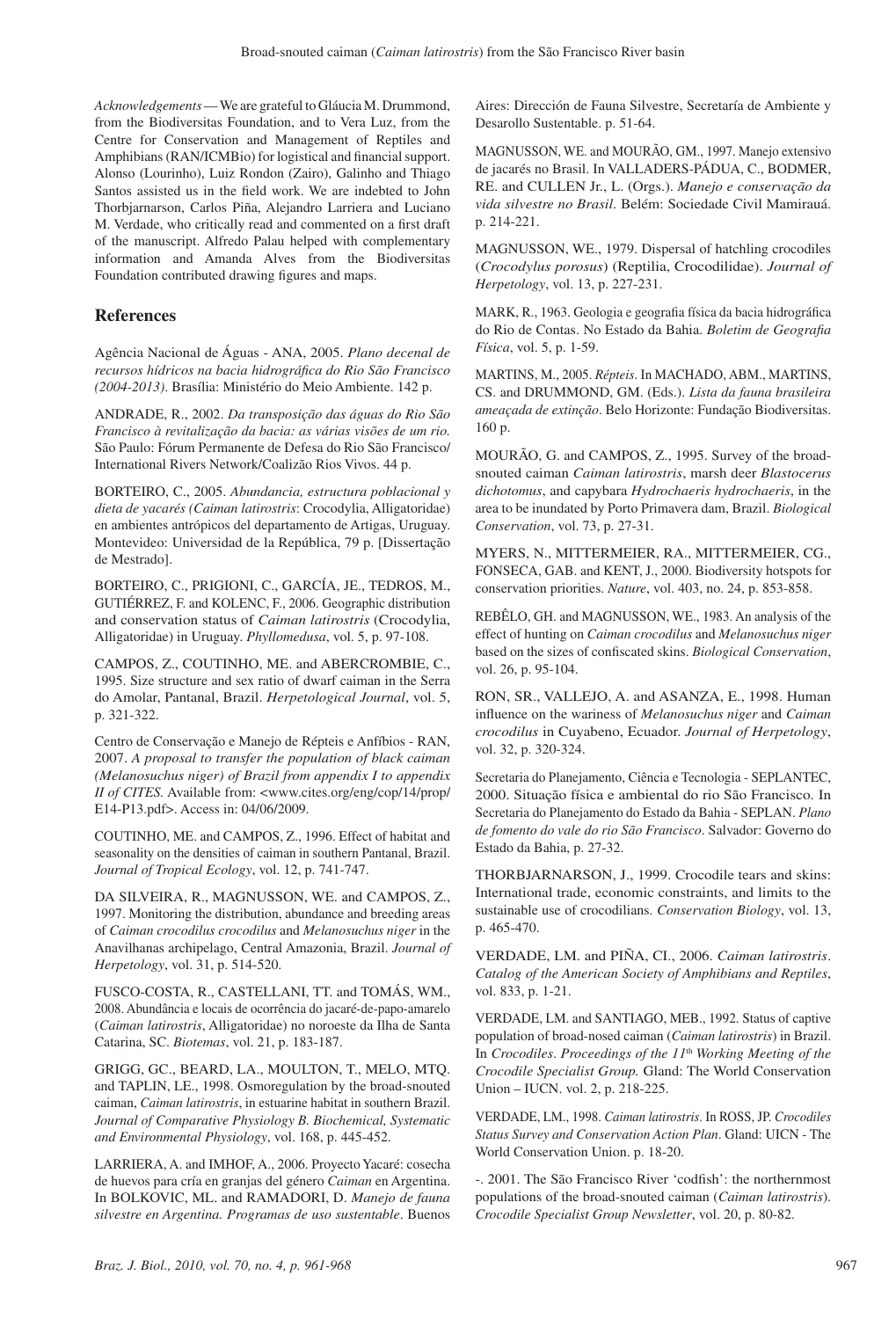*Acknowledgements* — We are grateful to Gláucia M. Drummond, from the Biodiversitas Foundation, and to Vera Luz, from the Centre for Conservation and Management of Reptiles and Amphibians (RAN/ICMBio) for logistical and financial support. Alonso (Lourinho), Luiz Rondon (Zairo), Galinho and Thiago Santos assisted us in the field work. We are indebted to John Thorbjarnarson, Carlos Piña, Alejandro Larriera and Luciano M. Verdade, who critically read and commented on a first draft of the manuscript. Alfredo Palau helped with complementary information and Amanda Alves from the Biodiversitas Foundation contributed drawing figures and maps.

## References

Agência Nacional de Águas - ANA, 2005. *Plano decenal de recursos hídricos na bacia hidrográfica do Rio São Francisco (2004-2013)*. Brasília: Ministério do Meio Ambiente. 142 p.

ANDRADE, R., 2002. *Da transposição das águas do Rio São Francisco à revitalização da bacia: as várias visões de um rio.* São Paulo: Fórum Permanente de Defesa do Rio São Francisco/ International Rivers Network/Coalizão Rios Vivos. 44 p.

BORTEIRO, C., 2005. *Abundancia, estructura poblacional y dieta de yacarés (Caiman latirostris*: Crocodylia, Alligatoridae) en ambientes antrópicos del departamento de Artigas, Uruguay. Montevideo: Universidad de la República, 79 p. [Dissertação de Mestrado].

BORTEIRO, C., PRIGIONI, C., GARCÍA, JE., TEDROS, M., GUTIÉRREZ, F. and KOLENC, F., 2006. Geographic distribution and conservation status of *Caiman latirostris* (Crocodylia, Alligatoridae) in Uruguay. *Phyllomedusa*, vol. 5, p. 97-108.

CAMPOS, Z., COUTINHO, ME. and ABERCROMBIE, C., 1995. Size structure and sex ratio of dwarf caiman in the Serra do Amolar, Pantanal, Brazil. *Herpetological Journal*, vol. 5, p. 321-322.

Centro de Conservação e Manejo de Répteis e Anfíbios - RAN, 2007. *A proposal to transfer the population of black caiman (Melanosuchus niger) of Brazil from appendix I to appendix II of CITES.* Available from: <www.cites.org/eng/cop/14/prop/E14-P13.pdf>. Access in: 04/06/2009.

COUTINHO, ME. and CAMPOS, Z., 1996. Effect of habitat and seasonality on the densities of caiman in southern Pantanal, Brazil. *Journal of Tropical Ecology*, vol. 12, p. 741-747.

DA SILVEIRA, R., MAGNUSSON, WE. and CAMPOS, Z., 1997. Monitoring the distribution, abundance and breeding areas of *Caiman crocodilus crocodilus* and *Melanosuchus niger* in the Anavilhanas archipelago, Central Amazonia, Brazil. *Journal of Herpetology*, vol. 31, p. 514-520.

FUSCO-COSTA, R., CASTELLANI, TT. and TOMÁS, WM., 2008. Abundância e locais de ocorrência do jacaré-de-papo-amarelo (*Caiman latirostris*, Alligatoridae) no noroeste da Ilha de Santa Catarina, SC. *Biotemas*, vol. 21, p. 183-187.

GRIGG, GC., BEARD, LA., MOULTON, T., MELO, MTQ. and TAPLIN, LE., 1998. Osmoregulation by the broad-snouted caiman, *Caiman latirostris*, in estuarine habitat in southern Brazil. *Journal of Comparative Physiology B. Biochemical, Systematic and Environmental Physiology*, vol. 168, p. 445-452.

LARRIERA, A. and IMHOF, A., 2006. Proyecto Yacaré: cosecha de huevos para cría en granjas del género *Caiman* en Argentina. In BOLKOVIC, ML. and RAMADORI, D. *Manejo de fauna silvestre en Argentina. Programas de uso sustentable*. Buenos Aires: Dirección de Fauna Silvestre, Secretaría de Ambiente y Desarollo Sustentable. p. 51-64.

MAGNUSSON, WE. and MOURÃO, GM., 1997. Manejo extensivo de jacarés no Brasil. In VALLADERS-PÁDUA, C., BODMER, RE. and CULLEN Jr., L. (Orgs.). *Manejo e conservação da vida silvestre no Brasil*. Belém: Sociedade Civil Mamirauá. p. 214-221.

MAGNUSSON, WE., 1979. Dispersal of hatchling crocodiles (*Crocodylus porosus*) (Reptilia, Crocodilidae). *Journal of Herpetology*, vol. 13, p. 227-231.

MARK, R., 1963. Geologia e geografia física da bacia hidrográfica do Rio de Contas. No Estado da Bahia. *Boletim de Geografia Física*, vol. 5, p. 1-59.

MARTINS, M., 2005. *Répteis*. In MACHADO, ABM., MARTINS, CS. and DRUMMOND, GM. (Eds.). *Lista da fauna brasileira ameaçada de extinção*. Belo Horizonte: Fundação Biodiversitas. 160 p.

MOURÃO, G. and CAMPOS, Z., 1995. Survey of the broad-snouted caiman *Caiman latirostris*, marsh deer *Blastocerus dichotomus*, and capybara *Hydrochaeris hydrochaeris*, in the area to be inundated by Porto Primavera dam, Brazil. *Biological Conservation*, vol. 73, p. 27-31.

MYERS, N., MITTERMEIER, RA., MITTERMEIER, CG., FONSECA, GAB. and KENT, J., 2000. Biodiversity hotspots for conservation priorities. *Nature*, vol. 403, no. 24, p. 853-858.

REBÊLO, GH. and MAGNUSSON, WE., 1983. An analysis of the effect of hunting on *Caiman crocodilus* and *Melanosuchus niger* based on the sizes of confiscated skins. *Biological Conservation*, vol. 26, p. 95-104.

RON, SR., VALLEJO, A. and ASANZA, E., 1998. Human influence on the wariness of *Melanosuchus niger* and *Caiman crocodilus* in Cuyabeno, Ecuador. *Journal of Herpetology*, vol. 32, p. 320-324.

Secretaria do Planejamento, Ciência e Tecnologia - SEPLANTEC, 2000. Situação física e ambiental do rio São Francisco. In Secretaria do Planejamento do Estado da Bahia - SEPLAN. *Plano de fomento do vale do rio São Francisco*. Salvador: Governo do Estado da Bahia, p. 27-32.

THORBJARNARSON, J., 1999. Crocodile tears and skins: International trade, economic constraints, and limits to the sustainable use of crocodilians. *Conservation Biology*, vol. 13, p. 465-470.

VERDADE, LM. and PIÑA, CI., 2006. *Caiman latirostris*. *Catalog of the American Society of Amphibians and Reptiles*, vol. 833, p. 1-21.

VERDADE, LM. and SANTIAGO, MEB., 1992. Status of captive population of broad-nosed caiman (*Caiman latirostris*) in Brazil. In *Crocodiles*. *Proceedings of the 11th Working Meeting of the Crocodile Specialist Group.* Gland: The World Conservation Union – IUCN. vol. 2, p. 218-225.

VERDADE, LM., 1998. *Caiman latirostris*. In ROSS, JP. *Crocodiles Status Survey and Conservation Action Plan*. Gland: UICN - The World Conservation Union. p. 18-20.

-. 2001. The São Francisco River 'codfish': the northernmost populations of the broad-snouted caiman (*Caiman latirostris*). *Crocodile Specialist Group Newsletter*, vol. 20, p. 80-82.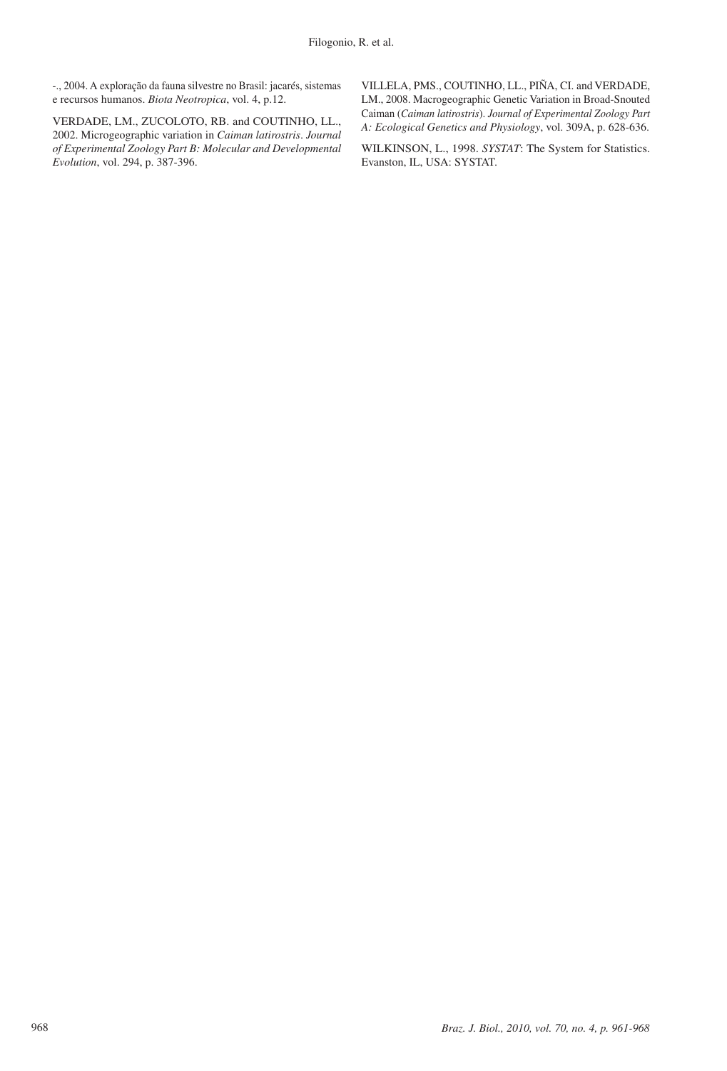-., 2004. A exploração da fauna silvestre no Brasil: jacarés, sistemas e recursos humanos. *Biota Neotropica*, vol. 4, p.12.

VERDADE, LM., ZUCOLOTO, RB. and COUTINHO, LL., 2002. Microgeographic variation in *Caiman latirostris*. *Journal of Experimental Zoology Part B: Molecular and Developmental Evolution*, vol. 294, p. 387-396.

VILLELA, PMS., COUTINHO, LL., PIÑA, CI. and VERDADE, LM., 2008. Macrogeographic Genetic Variation in Broad-Snouted Caiman (*Caiman latirostris*). *Journal of Experimental Zoology Part A: Ecological Genetics and Physiology*, vol. 309A, p. 628-636.

WILKINSON, L., 1998. *SYSTAT*: The System for Statistics. Evanston, IL, USA: SYSTAT.